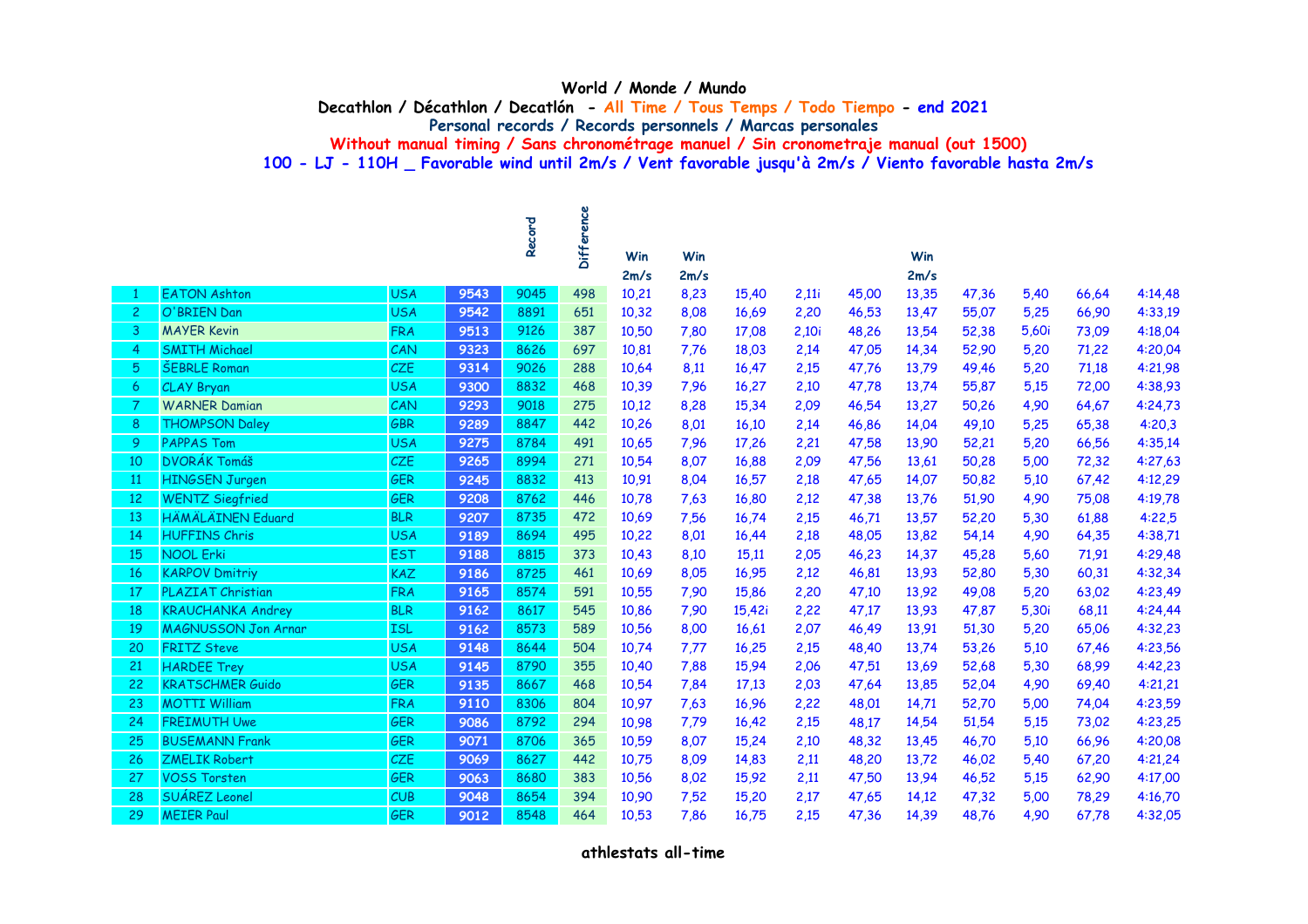**World / Monde / Mundo**

**Decathlon / Décathlon / Decatlón - All Time / Tous Temps / Todo Tiempo - end 2021**

**Personal records / Records personnels / Marcas personales**

**Without manual timing / Sans chronométrage manuel / Sin cronometraje manual (out 1500)**

**100 - LJ - 110H _ Favorable wind until 2m/s / Vent favorable jusqu'à 2m/s / Viento favorable hasta 2m/s**

| | | | | Record | Difference | Win 2m/s | Win 2m/s | | | | Win 2m/s | | | | |
|---|---|---|---|---|---|---|---|---|---|---|---|---|---|---|---|
| 1 | EATON Ashton | USA | 9543 | 9045 | 498 | 10,21 | 8,23 | 15,40 | 2,11i | 45,00 | 13,35 | 47,36 | 5,40 | 66,64 | 4:14,48 |
| 2 | O'BRIEN Dan | USA | 9542 | 8891 | 651 | 10,32 | 8,08 | 16,69 | 2,20 | 46,53 | 13,47 | 55,07 | 5,25 | 66,90 | 4:33,19 |
| 3 | MAYER Kevin | FRA | 9513 | 9126 | 387 | 10,50 | 7,80 | 17,08 | 2,10i | 48,26 | 13,54 | 52,38 | 5,60i | 73,09 | 4:18,04 |
| 4 | SMITH Michael | CAN | 9323 | 8626 | 697 | 10,81 | 7,76 | 18,03 | 2,14 | 47,05 | 14,34 | 52,90 | 5,20 | 71,22 | 4:20,04 |
| 5 | ŠEBRLE Roman | CZE | 9314 | 9026 | 288 | 10,64 | 8,11 | 16,47 | 2,15 | 47,76 | 13,79 | 49,46 | 5,20 | 71,18 | 4:21,98 |
| 6 | CLAY Bryan | USA | 9300 | 8832 | 468 | 10,39 | 7,96 | 16,27 | 2,10 | 47,78 | 13,74 | 55,87 | 5,15 | 72,00 | 4:38,93 |
| 7 | WARNER Damian | CAN | 9293 | 9018 | 275 | 10,12 | 8,28 | 15,34 | 2,09 | 46,54 | 13,27 | 50,26 | 4,90 | 64,67 | 4:24,73 |
| 8 | THOMPSON Daley | GBR | 9289 | 8847 | 442 | 10,26 | 8,01 | 16,10 | 2,14 | 46,86 | 14,04 | 49,10 | 5,25 | 65,38 | 4:20,3 |
| 9 | PAPPAS Tom | USA | 9275 | 8784 | 491 | 10,65 | 7,96 | 17,26 | 2,21 | 47,58 | 13,90 | 52,21 | 5,20 | 66,56 | 4:35,14 |
| 10 | DVORÁK Tomáš | CZE | 9265 | 8994 | 271 | 10,54 | 8,07 | 16,88 | 2,09 | 47,56 | 13,61 | 50,28 | 5,00 | 72,32 | 4:27,63 |
| 11 | HINGSEN Jurgen | GER | 9245 | 8832 | 413 | 10,91 | 8,04 | 16,57 | 2,18 | 47,65 | 14,07 | 50,82 | 5,10 | 67,42 | 4:12,29 |
| 12 | WENTZ Siegfried | GER | 9208 | 8762 | 446 | 10,78 | 7,63 | 16,80 | 2,12 | 47,38 | 13,76 | 51,90 | 4,90 | 75,08 | 4:19,78 |
| 13 | HÄMÄLAINEN Eduard | BLR | 9207 | 8735 | 472 | 10,69 | 7,56 | 16,74 | 2,15 | 46,71 | 13,57 | 52,20 | 5,30 | 61,88 | 4:22,5 |
| 14 | HUFFINS Chris | USA | 9189 | 8694 | 495 | 10,22 | 8,01 | 16,44 | 2,18 | 48,05 | 13,82 | 54,14 | 4,90 | 64,35 | 4:38,71 |
| 15 | NOOL Erki | EST | 9188 | 8815 | 373 | 10,43 | 8,10 | 15,11 | 2,05 | 46,23 | 14,37 | 45,28 | 5,60 | 71,91 | 4:29,48 |
| 16 | KARPOV Dmitriy | KAZ | 9186 | 8725 | 461 | 10,69 | 8,05 | 16,95 | 2,12 | 46,81 | 13,93 | 52,80 | 5,30 | 60,31 | 4:32,34 |
| 17 | PLAZIAT Christian | FRA | 9165 | 8574 | 591 | 10,55 | 7,90 | 15,86 | 2,20 | 47,10 | 13,92 | 49,08 | 5,20 | 63,02 | 4:23,49 |
| 18 | KRAUCHANKA Andrey | BLR | 9162 | 8617 | 545 | 10,86 | 7,90 | 15,42i | 2,22 | 47,17 | 13,93 | 47,87 | 5,30i | 68,11 | 4:24,44 |
| 19 | MAGNUSSON Jon Arnar | ISL | 9162 | 8573 | 589 | 10,56 | 8,00 | 16,61 | 2,07 | 46,49 | 13,91 | 51,30 | 5,20 | 65,06 | 4:32,23 |
| 20 | FRITZ Steve | USA | 9148 | 8644 | 504 | 10,74 | 7,77 | 16,25 | 2,15 | 48,40 | 13,74 | 53,26 | 5,10 | 67,46 | 4:23,56 |
| 21 | HARDEE Trey | USA | 9145 | 8790 | 355 | 10,40 | 7,88 | 15,94 | 2,06 | 47,51 | 13,69 | 52,68 | 5,30 | 68,99 | 4:42,23 |
| 22 | KRATSCHMER Guido | GER | 9135 | 8667 | 468 | 10,54 | 7,84 | 17,13 | 2,03 | 47,64 | 13,85 | 52,04 | 4,90 | 69,40 | 4:21,21 |
| 23 | MOTTI William | FRA | 9110 | 8306 | 804 | 10,97 | 7,63 | 16,96 | 2,22 | 48,01 | 14,71 | 52,70 | 5,00 | 74,04 | 4:23,59 |
| 24 | FREIMUTH Uwe | GER | 9086 | 8792 | 294 | 10,98 | 7,79 | 16,42 | 2,15 | 48,17 | 14,54 | 51,54 | 5,15 | 73,02 | 4:23,25 |
| 25 | BUSEMANN Frank | GER | 9071 | 8706 | 365 | 10,59 | 8,07 | 15,24 | 2,10 | 48,32 | 13,45 | 46,70 | 5,10 | 66,96 | 4:20,08 |
| 26 | ZMELIK Robert | CZE | 9069 | 8627 | 442 | 10,75 | 8,09 | 14,83 | 2,11 | 48,20 | 13,72 | 46,02 | 5,40 | 67,20 | 4:21,24 |
| 27 | VOSS Torsten | GER | 9063 | 8680 | 383 | 10,56 | 8,02 | 15,92 | 2,11 | 47,50 | 13,94 | 46,52 | 5,15 | 62,90 | 4:17,00 |
| 28 | SUÁREZ Leonel | CUB | 9048 | 8654 | 394 | 10,90 | 7,52 | 15,20 | 2,17 | 47,65 | 14,12 | 47,32 | 5,00 | 78,29 | 4:16,70 |
| 29 | MEIER Paul | GER | 9012 | 8548 | 464 | 10,53 | 7,86 | 16,75 | 2,15 | 47,36 | 14,39 | 48,76 | 4,90 | 67,78 | 4:32,05 |

**athlestats all-time**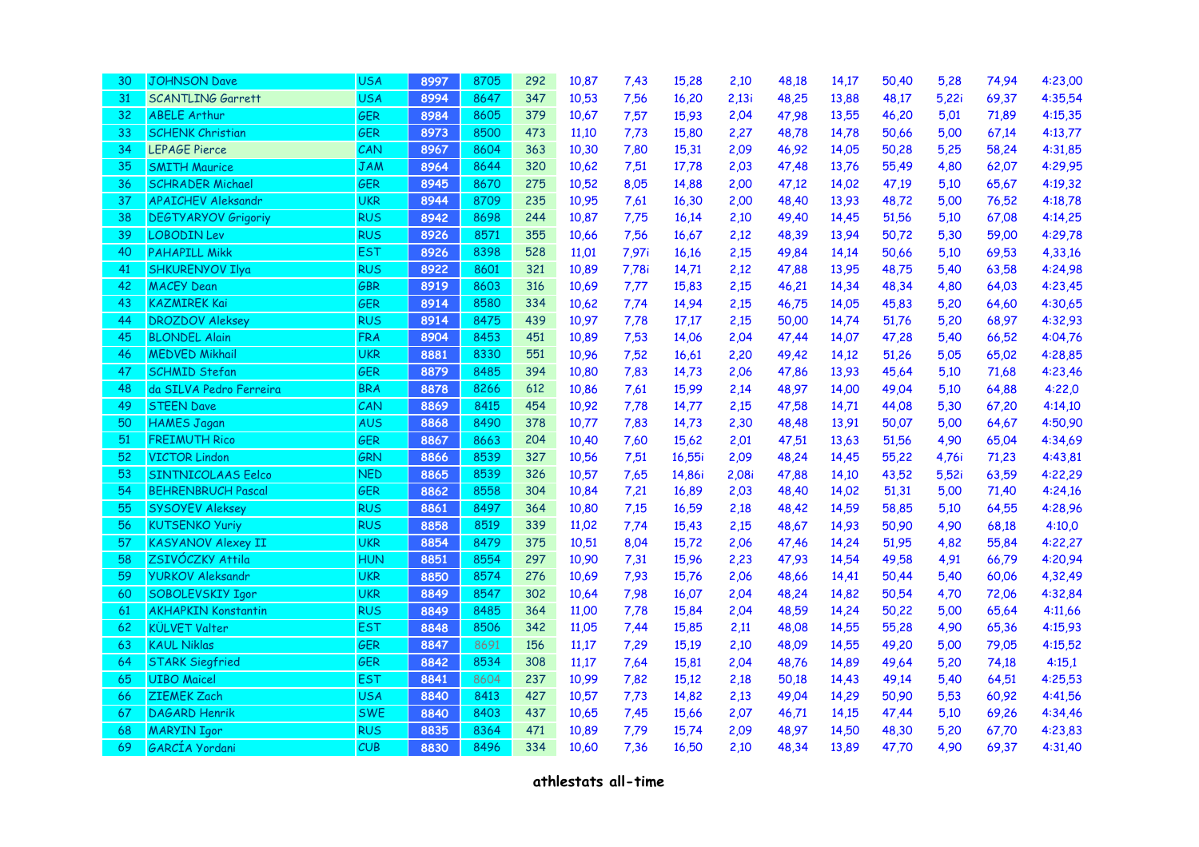| | | | | | | | | | | | | | | | | |
|---|---|---|---|---|---|---|---|---|---|---|---|---|---|---|---|---|
| 30 | JOHNSON Dave | USA | 8997 | 8705 | 292 | 10,87 | 7,43 | 15,28 | 2,10 | 48,18 | 14,17 | 50,40 | 5,28 | 74,94 | 4:23,00 |
| 31 | SCANTLING Garrett | USA | 8994 | 8647 | 347 | 10,53 | 7,56 | 16,20 | 2,13i | 48,25 | 13,88 | 48,17 | 5,22i | 69,37 | 4:35,54 |
| 32 | ABELE Arthur | GER | 8984 | 8605 | 379 | 10,67 | 7,57 | 15,93 | 2,04 | 47,98 | 13,55 | 46,20 | 5,01 | 71,89 | 4:15,35 |
| 33 | SCHENK Christian | GER | 8973 | 8500 | 473 | 11,10 | 7,73 | 15,80 | 2,27 | 48,78 | 14,78 | 50,66 | 5,00 | 67,14 | 4:13,77 |
| 34 | LEPAGE Pierce | CAN | 8967 | 8604 | 363 | 10,30 | 7,80 | 15,31 | 2,09 | 46,92 | 14,05 | 50,28 | 5,25 | 58,24 | 4:31,85 |
| 35 | SMITH Maurice | JAM | 8964 | 8644 | 320 | 10,62 | 7,51 | 17,78 | 2,03 | 47,48 | 13,76 | 55,49 | 4,80 | 62,07 | 4:29,95 |
| 36 | SCHRADER Michael | GER | 8945 | 8670 | 275 | 10,52 | 8,05 | 14,88 | 2,00 | 47,12 | 14,02 | 47,19 | 5,10 | 65,67 | 4:19,32 |
| 37 | APAICHEV Aleksandr | UKR | 8944 | 8709 | 235 | 10,95 | 7,61 | 16,30 | 2,00 | 48,40 | 13,93 | 48,72 | 5,00 | 76,52 | 4:18,78 |
| 38 | DEGTYARYOV Grigoriy | RUS | 8942 | 8698 | 244 | 10,87 | 7,75 | 16,14 | 2,10 | 49,40 | 14,45 | 51,56 | 5,10 | 67,08 | 4:14,25 |
| 39 | LOBODIN Lev | RUS | 8926 | 8571 | 355 | 10,66 | 7,56 | 16,67 | 2,12 | 48,39 | 13,94 | 50,72 | 5,30 | 59,00 | 4:29,78 |
| 40 | PAHAPILL Mikk | EST | 8926 | 8398 | 528 | 11,01 | 7,97i | 16,16 | 2,15 | 49,84 | 14,14 | 50,66 | 5,10 | 69,53 | 4,33,16 |
| 41 | SHKURENYOV Ilya | RUS | 8922 | 8601 | 321 | 10,89 | 7,78i | 14,71 | 2,12 | 47,88 | 13,95 | 48,75 | 5,40 | 63,58 | 4:24,98 |
| 42 | MACEY Dean | GBR | 8919 | 8603 | 316 | 10,69 | 7,77 | 15,83 | 2,15 | 46,21 | 14,34 | 48,34 | 4,80 | 64,03 | 4:23,45 |
| 43 | KAZMIREK Kai | GER | 8914 | 8580 | 334 | 10,62 | 7,74 | 14,94 | 2,15 | 46,75 | 14,05 | 45,83 | 5,20 | 64,60 | 4:30,65 |
| 44 | DROZDOV Aleksey | RUS | 8914 | 8475 | 439 | 10,97 | 7,78 | 17,17 | 2,15 | 50,00 | 14,74 | 51,76 | 5,20 | 68,97 | 4:32,93 |
| 45 | BLONDEL Alain | FRA | 8904 | 8453 | 451 | 10,89 | 7,53 | 14,06 | 2,04 | 47,44 | 14,07 | 47,28 | 5,40 | 66,52 | 4:04,76 |
| 46 | MEDVED Mikhail | UKR | 8881 | 8330 | 551 | 10,96 | 7,52 | 16,61 | 2,20 | 49,42 | 14,12 | 51,26 | 5,05 | 65,02 | 4:28,85 |
| 47 | SCHMID Stefan | GER | 8879 | 8485 | 394 | 10,80 | 7,83 | 14,73 | 2,06 | 47,86 | 13,93 | 45,64 | 5,10 | 71,68 | 4:23,46 |
| 48 | da SILVA Pedro Ferreira | BRA | 8878 | 8266 | 612 | 10,86 | 7,61 | 15,99 | 2,14 | 48,97 | 14,00 | 49,04 | 5,10 | 64,88 | 4:22,0 |
| 49 | STEEN Dave | CAN | 8869 | 8415 | 454 | 10,92 | 7,78 | 14,77 | 2,15 | 47,58 | 14,71 | 44,08 | 5,30 | 67,20 | 4:14,10 |
| 50 | HAMES Jagan | AUS | 8868 | 8490 | 378 | 10,77 | 7,83 | 14,73 | 2,30 | 48,48 | 13,91 | 50,07 | 5,00 | 64,67 | 4:50,90 |
| 51 | FREIMUTH Rico | GER | 8867 | 8663 | 204 | 10,40 | 7,60 | 15,62 | 2,01 | 47,51 | 13,63 | 51,56 | 4,90 | 65,04 | 4:34,69 |
| 52 | VICTOR Lindon | GRN | 8866 | 8539 | 327 | 10,56 | 7,51 | 16,55i | 2,09 | 48,24 | 14,45 | 55,22 | 4,76i | 71,23 | 4:43,81 |
| 53 | SINTNICOLAAS Eelco | NED | 8865 | 8539 | 326 | 10,57 | 7,65 | 14,86i | 2,08i | 47,88 | 14,10 | 43,52 | 5,52i | 63,59 | 4:22,29 |
| 54 | BEHRENBRUCH Pascal | GER | 8862 | 8558 | 304 | 10,84 | 7,21 | 16,89 | 2,03 | 48,40 | 14,02 | 51,31 | 5,00 | 71,40 | 4:24,16 |
| 55 | SYSOYEV Aleksey | RUS | 8861 | 8497 | 364 | 10,80 | 7,15 | 16,59 | 2,18 | 48,42 | 14,59 | 58,85 | 5,10 | 64,55 | 4:28,96 |
| 56 | KUTSENKO Yuriy | RUS | 8858 | 8519 | 339 | 11,02 | 7,74 | 15,43 | 2,15 | 48,67 | 14,93 | 50,90 | 4,90 | 68,18 | 4:10,0 |
| 57 | KASYANOV Alexey II | UKR | 8854 | 8479 | 375 | 10,51 | 8,04 | 15,72 | 2,06 | 47,46 | 14,24 | 51,95 | 4,82 | 55,84 | 4:22,27 |
| 58 | ZSIVÓCZKY Attila | HUN | 8851 | 8554 | 297 | 10,90 | 7,31 | 15,96 | 2,23 | 47,93 | 14,54 | 49,58 | 4,91 | 66,79 | 4:20,94 |
| 59 | YURKOV Aleksandr | UKR | 8850 | 8574 | 276 | 10,69 | 7,93 | 15,76 | 2,06 | 48,66 | 14,41 | 50,44 | 5,40 | 60,06 | 4,32,49 |
| 60 | SOBOLEVSKIY Igor | UKR | 8849 | 8547 | 302 | 10,64 | 7,98 | 16,07 | 2,04 | 48,24 | 14,82 | 50,54 | 4,70 | 72,06 | 4:32,84 |
| 61 | AKHAPKIN Konstantin | RUS | 8849 | 8485 | 364 | 11,00 | 7,78 | 15,84 | 2,04 | 48,59 | 14,24 | 50,22 | 5,00 | 65,64 | 4:11,66 |
| 62 | KÜLVET Valter | EST | 8848 | 8506 | 342 | 11,05 | 7,44 | 15,85 | 2,11 | 48,08 | 14,55 | 55,28 | 4,90 | 65,36 | 4:15,93 |
| 63 | KAUL Niklas | GER | 8847 | 8691 | 156 | 11,17 | 7,29 | 15,19 | 2,10 | 48,09 | 14,55 | 49,20 | 5,00 | 79,05 | 4:15,52 |
| 64 | STARK Siegfried | GER | 8842 | 8534 | 308 | 11,17 | 7,64 | 15,81 | 2,04 | 48,76 | 14,89 | 49,64 | 5,20 | 74,18 | 4:15,1 |
| 65 | UIBO Maicel | EST | 8841 | 8604 | 237 | 10,99 | 7,82 | 15,12 | 2,18 | 50,18 | 14,43 | 49,14 | 5,40 | 64,51 | 4:25,53 |
| 66 | ZIEMEK Zach | USA | 8840 | 8413 | 427 | 10,57 | 7,73 | 14,82 | 2,13 | 49,04 | 14,29 | 50,90 | 5,53 | 60,92 | 4:41,56 |
| 67 | DAGARD Henrik | SWE | 8840 | 8403 | 437 | 10,65 | 7,45 | 15,66 | 2,07 | 46,71 | 14,15 | 47,44 | 5,10 | 69,26 | 4:34,46 |
| 68 | MARYIN Igor | RUS | 8835 | 8364 | 471 | 10,89 | 7,79 | 15,74 | 2,09 | 48,97 | 14,50 | 48,30 | 5,20 | 67,70 | 4:23,83 |
| 69 | GARCÍA Yordani | CUB | 8830 | 8496 | 334 | 10,60 | 7,36 | 16,50 | 2,10 | 48,34 | 13,89 | 47,70 | 4,90 | 69,37 | 4:31,40 |

**athlestats all-time**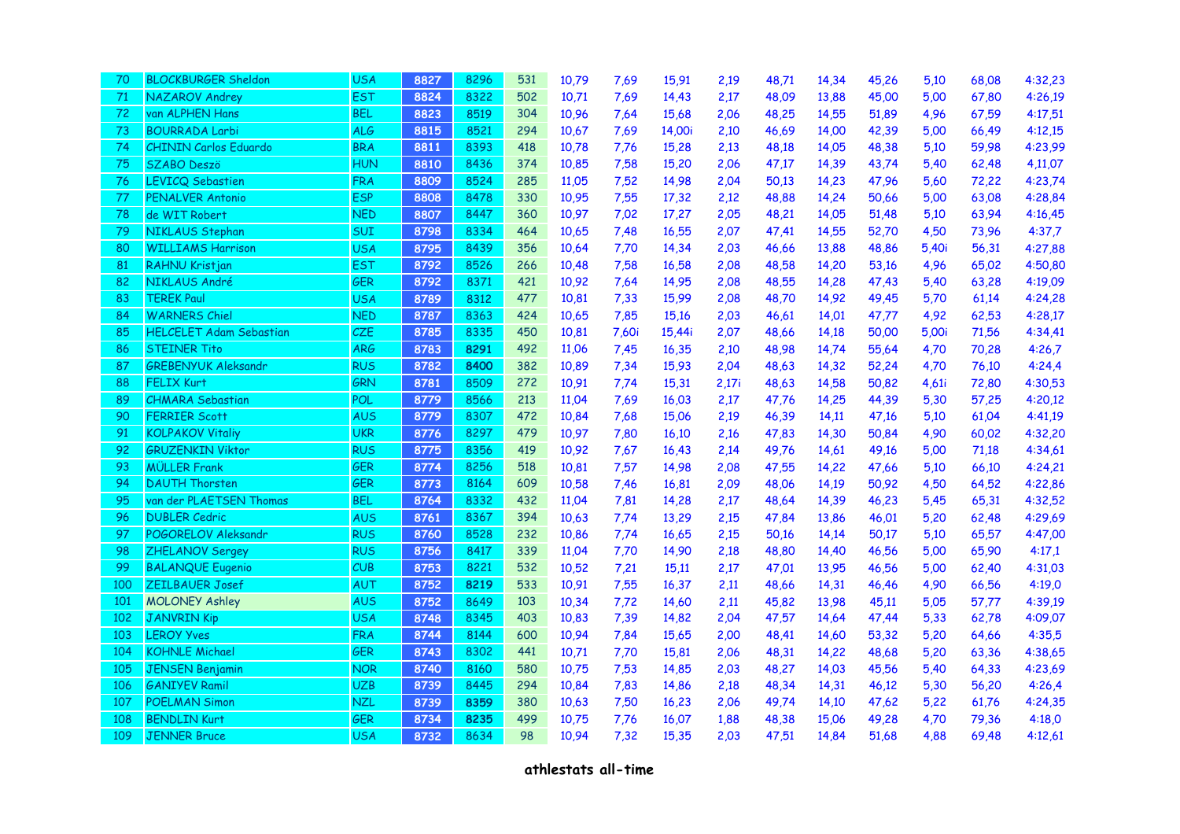| | | | | | | | | | | | | | | | | |
|---|---|---|---|---|---|---|---|---|---|---|---|---|---|---|---|---|
| 70 | BLOCKBURGER Sheldon | USA | 8827 | 8296 | 531 | 10,79 | 7,69 | 15,91 | 2,19 | 48,71 | 14,34 | 45,26 | 5,10 | 68,08 | 4:32,23 |
| 71 | NAZAROV Andrey | EST | 8824 | 8322 | 502 | 10,71 | 7,69 | 14,43 | 2,17 | 48,09 | 13,88 | 45,00 | 5,00 | 67,80 | 4:26,19 |
| 72 | van ALPHEN Hans | BEL | 8823 | 8519 | 304 | 10,96 | 7,64 | 15,68 | 2,06 | 48,25 | 14,55 | 51,89 | 4,96 | 67,59 | 4:17,51 |
| 73 | BOURRADA Larbi | ALG | 8815 | 8521 | 294 | 10,67 | 7,69 | 14,00i | 2,10 | 46,69 | 14,00 | 42,39 | 5,00 | 66,49 | 4:12,15 |
| 74 | CHININ Carlos Eduardo | BRA | 8811 | 8393 | 418 | 10,78 | 7,76 | 15,28 | 2,13 | 48,18 | 14,05 | 48,38 | 5,10 | 59,98 | 4:23,99 |
| 75 | SZABO Deszö | HUN | 8810 | 8436 | 374 | 10,85 | 7,58 | 15,20 | 2,06 | 47,17 | 14,39 | 43,74 | 5,40 | 62,48 | 4,11,07 |
| 76 | LEVICQ Sebastien | FRA | 8809 | 8524 | 285 | 11,05 | 7,52 | 14,98 | 2,04 | 50,13 | 14,23 | 47,96 | 5,60 | 72,22 | 4:23,74 |
| 77 | PENALVER Antonio | ESP | 8808 | 8478 | 330 | 10,95 | 7,55 | 17,32 | 2,12 | 48,88 | 14,24 | 50,66 | 5,00 | 63,08 | 4:28,84 |
| 78 | de WIT Robert | NED | 8807 | 8447 | 360 | 10,97 | 7,02 | 17,27 | 2,05 | 48,21 | 14,05 | 51,48 | 5,10 | 63,94 | 4:16,45 |
| 79 | NIKLAUS Stephan | SUI | 8798 | 8334 | 464 | 10,65 | 7,48 | 16,55 | 2,07 | 47,41 | 14,55 | 52,70 | 4,50 | 73,96 | 4:37,7 |
| 80 | WILLIAMS Harrison | USA | 8795 | 8439 | 356 | 10,64 | 7,70 | 14,34 | 2,03 | 46,66 | 13,88 | 48,86 | 5,40i | 56,31 | 4:27,88 |
| 81 | RAHNU Kristjan | EST | 8792 | 8526 | 266 | 10,48 | 7,58 | 16,58 | 2,08 | 48,58 | 14,20 | 53,16 | 4,96 | 65,02 | 4:50,80 |
| 82 | NIKLAUS André | GER | 8792 | 8371 | 421 | 10,92 | 7,64 | 14,95 | 2,08 | 48,55 | 14,28 | 47,43 | 5,40 | 63,28 | 4:19,09 |
| 83 | TEREK Paul | USA | 8789 | 8312 | 477 | 10,81 | 7,33 | 15,99 | 2,08 | 48,70 | 14,92 | 49,45 | 5,70 | 61,14 | 4:24,28 |
| 84 | WARNERS Chiel | NED | 8787 | 8363 | 424 | 10,65 | 7,85 | 15,16 | 2,03 | 46,61 | 14,01 | 47,77 | 4,92 | 62,53 | 4:28,17 |
| 85 | HELCELET Adam Sebastian | CZE | 8785 | 8335 | 450 | 10,81 | 7,60i | 15,44i | 2,07 | 48,66 | 14,18 | 50,00 | 5,00i | 71,56 | 4:34,41 |
| 86 | STEINER Tito | ARG | 8783 | 8291 | 492 | 11,06 | 7,45 | 16,35 | 2,10 | 48,98 | 14,74 | 55,64 | 4,70 | 70,28 | 4:26,7 |
| 87 | GREBENYUK Aleksandr | RUS | 8782 | 8400 | 382 | 10,89 | 7,34 | 15,93 | 2,04 | 48,63 | 14,32 | 52,24 | 4,70 | 76,10 | 4:24,4 |
| 88 | FELIX Kurt | GRN | 8781 | 8509 | 272 | 10,91 | 7,74 | 15,31 | 2,17i | 48,63 | 14,58 | 50,82 | 4,61i | 72,80 | 4:30,53 |
| 89 | CHMARA Sebastian | POL | 8779 | 8566 | 213 | 11,04 | 7,69 | 16,03 | 2,17 | 47,76 | 14,25 | 44,39 | 5,30 | 57,25 | 4:20,12 |
| 90 | FERRIER Scott | AUS | 8779 | 8307 | 472 | 10,84 | 7,68 | 15,06 | 2,19 | 46,39 | 14,11 | 47,16 | 5,10 | 61,04 | 4:41,19 |
| 91 | KOLPAKOV Vitaliy | UKR | 8776 | 8297 | 479 | 10,97 | 7,80 | 16,10 | 2,16 | 47,83 | 14,30 | 50,84 | 4,90 | 60,02 | 4:32,20 |
| 92 | GRUZENKIN Viktor | RUS | 8775 | 8356 | 419 | 10,92 | 7,67 | 16,43 | 2,14 | 49,76 | 14,61 | 49,16 | 5,00 | 71,18 | 4:34,61 |
| 93 | MÜLLER Frank | GER | 8774 | 8256 | 518 | 10,81 | 7,57 | 14,98 | 2,08 | 47,55 | 14,22 | 47,66 | 5,10 | 66,10 | 4:24,21 |
| 94 | DAUTH Thorsten | GER | 8773 | 8164 | 609 | 10,58 | 7,46 | 16,81 | 2,09 | 48,06 | 14,19 | 50,92 | 4,50 | 64,52 | 4:22,86 |
| 95 | van der PLAETSEN Thomas | BEL | 8764 | 8332 | 432 | 11,04 | 7,81 | 14,28 | 2,17 | 48,64 | 14,39 | 46,23 | 5,45 | 65,31 | 4:32,52 |
| 96 | DUBLER Cedric | AUS | 8761 | 8367 | 394 | 10,63 | 7,74 | 13,29 | 2,15 | 47,84 | 13,86 | 46,01 | 5,20 | 62,48 | 4:29,69 |
| 97 | POGORELOV Aleksandr | RUS | 8760 | 8528 | 232 | 10,86 | 7,74 | 16,65 | 2,15 | 50,16 | 14,14 | 50,17 | 5,10 | 65,57 | 4:47,00 |
| 98 | ZHELANOV Sergey | RUS | 8756 | 8417 | 339 | 11,04 | 7,70 | 14,90 | 2,18 | 48,80 | 14,40 | 46,56 | 5,00 | 65,90 | 4:17,1 |
| 99 | BALANQUE Eugenio | CUB | 8753 | 8221 | 532 | 10,52 | 7,21 | 15,11 | 2,17 | 47,01 | 13,95 | 46,56 | 5,00 | 62,40 | 4:31,03 |
| 100 | ZEILBAUER Josef | AUT | 8752 | 8219 | 533 | 10,91 | 7,55 | 16,37 | 2,11 | 48,66 | 14,31 | 46,46 | 4,90 | 66,56 | 4:19,0 |
| 101 | MOLONEY Ashley | AUS | 8752 | 8649 | 103 | 10,34 | 7,72 | 14,60 | 2,11 | 45,82 | 13,98 | 45,11 | 5,05 | 57,77 | 4:39,19 |
| 102 | JANVRIN Kip | USA | 8748 | 8345 | 403 | 10,83 | 7,39 | 14,82 | 2,04 | 47,57 | 14,64 | 47,44 | 5,33 | 62,78 | 4:09,07 |
| 103 | LEROY Yves | FRA | 8744 | 8144 | 600 | 10,94 | 7,84 | 15,65 | 2,00 | 48,41 | 14,60 | 53,32 | 5,20 | 64,66 | 4:35,5 |
| 104 | KOHNLE Michael | GER | 8743 | 8302 | 441 | 10,71 | 7,70 | 15,81 | 2,06 | 48,31 | 14,22 | 48,68 | 5,20 | 63,36 | 4:38,65 |
| 105 | JENSEN Benjamin | NOR | 8740 | 8160 | 580 | 10,75 | 7,53 | 14,85 | 2,03 | 48,27 | 14,03 | 45,56 | 5,40 | 64,33 | 4:23,69 |
| 106 | GANIYEV Ramil | UZB | 8739 | 8445 | 294 | 10,84 | 7,83 | 14,86 | 2,18 | 48,34 | 14,31 | 46,12 | 5,30 | 56,20 | 4:26,4 |
| 107 | POELMAN Simon | NZL | 8739 | 8359 | 380 | 10,63 | 7,50 | 16,23 | 2,06 | 49,74 | 14,10 | 47,62 | 5,22 | 61,76 | 4:24,35 |
| 108 | BENDLIN Kurt | GER | 8734 | 8235 | 499 | 10,75 | 7,76 | 16,07 | 1,88 | 48,38 | 15,06 | 49,28 | 4,70 | 79,36 | 4:18,0 |
| 109 | JENNER Bruce | USA | 8732 | 8634 | 98 | 10,94 | 7,32 | 15,35 | 2,03 | 47,51 | 14,84 | 51,68 | 4,88 | 69,48 | 4:12,61 |

**athlestats all-time**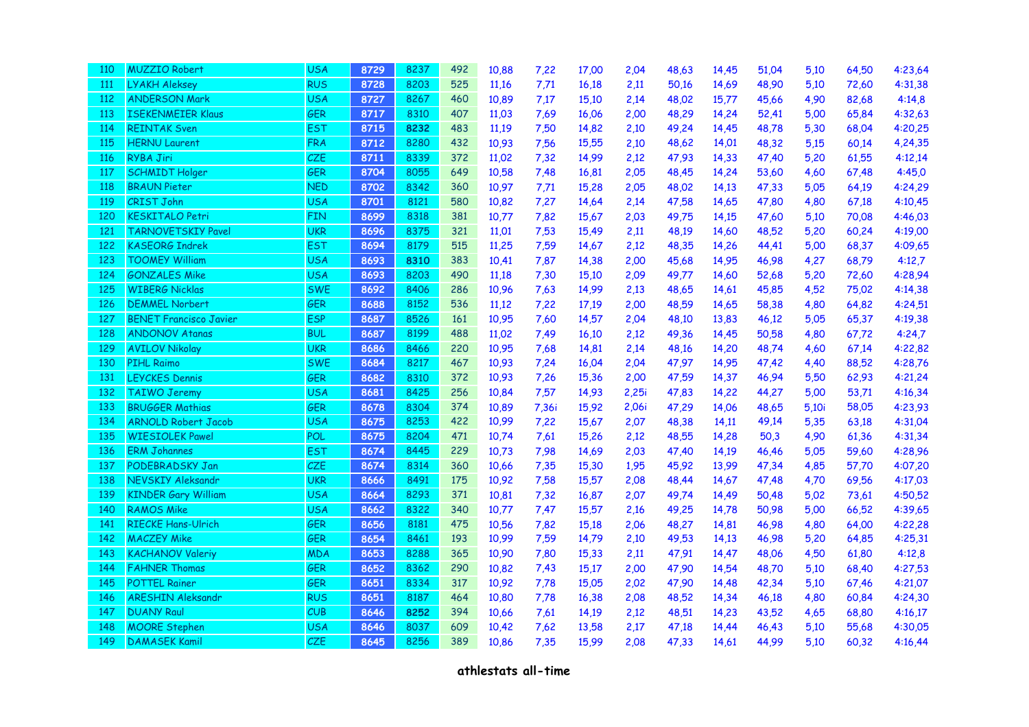| 110 | MUZZIO Robert | USA | 8729 | 8237 | 492 | 10,88 | 7,22 | 17,00 | 2,04 | 48,63 | 14,45 | 51,04 | 5,10 | 64,50 | 4:23,64 |
|---|---|---|---|---|---|---|---|---|---|---|---|---|---|---|---|
| 111 | LYAKH Aleksey | RUS | 8728 | 8203 | 525 | 11,16 | 7,71 | 16,18 | 2,11 | 50,16 | 14,69 | 48,90 | 5,10 | 72,60 | 4:31,38 |
| 112 | ANDERSON Mark | USA | 8727 | 8267 | 460 | 10,89 | 7,17 | 15,10 | 2,14 | 48,02 | 15,77 | 45,66 | 4,90 | 82,68 | 4:14,8 |
| 113 | ISEKENMEIER Klaus | GER | 8717 | 8310 | 407 | 11,03 | 7,69 | 16,06 | 2,00 | 48,29 | 14,24 | 52,41 | 5,00 | 65,84 | 4:32,63 |
| 114 | REINTAK Sven | EST | 8715 | 8232 | 483 | 11,19 | 7,50 | 14,82 | 2,10 | 49,24 | 14,45 | 48,78 | 5,30 | 68,04 | 4:20,25 |
| 115 | HERNU Laurent | FRA | 8712 | 8280 | 432 | 10,93 | 7,56 | 15,55 | 2,10 | 48,62 | 14,01 | 48,32 | 5,15 | 60,14 | 4,24,35 |
| 116 | RYBA Jiri | CZE | 8711 | 8339 | 372 | 11,02 | 7,32 | 14,99 | 2,12 | 47,93 | 14,33 | 47,40 | 5,20 | 61,55 | 4:12,14 |
| 117 | SCHMIDT Holger | GER | 8704 | 8055 | 649 | 10,58 | 7,48 | 16,81 | 2,05 | 48,45 | 14,24 | 53,60 | 4,60 | 67,48 | 4:45,0 |
| 118 | BRAUN Pieter | NED | 8702 | 8342 | 360 | 10,97 | 7,71 | 15,28 | 2,05 | 48,02 | 14,13 | 47,33 | 5,05 | 64,19 | 4:24,29 |
| 119 | CRIST John | USA | 8701 | 8121 | 580 | 10,82 | 7,27 | 14,64 | 2,14 | 47,58 | 14,65 | 47,80 | 4,80 | 67,18 | 4:10,45 |
| 120 | KESKITALO Petri | FIN | 8699 | 8318 | 381 | 10,77 | 7,82 | 15,67 | 2,03 | 49,75 | 14,15 | 47,60 | 5,10 | 70,08 | 4:46,03 |
| 121 | TARNOVETSKIY Pavel | UKR | 8696 | 8375 | 321 | 11,01 | 7,53 | 15,49 | 2,11 | 48,19 | 14,60 | 48,52 | 5,20 | 60,24 | 4:19,00 |
| 122 | KASEORG Indrek | EST | 8694 | 8179 | 515 | 11,25 | 7,59 | 14,67 | 2,12 | 48,35 | 14,26 | 44,41 | 5,00 | 68,37 | 4:09,65 |
| 123 | TOOMEY William | USA | 8693 | 8310 | 383 | 10,41 | 7,87 | 14,38 | 2,00 | 45,68 | 14,95 | 46,98 | 4,27 | 68,79 | 4:12,7 |
| 124 | GONZALES Mike | USA | 8693 | 8203 | 490 | 11,18 | 7,30 | 15,10 | 2,09 | 49,77 | 14,60 | 52,68 | 5,20 | 72,60 | 4:28,94 |
| 125 | WIBERG Nicklas | SWE | 8692 | 8406 | 286 | 10,96 | 7,63 | 14,99 | 2,13 | 48,65 | 14,61 | 45,85 | 4,52 | 75,02 | 4:14,38 |
| 126 | DEMMEL Norbert | GER | 8688 | 8152 | 536 | 11,12 | 7,22 | 17,19 | 2,00 | 48,59 | 14,65 | 58,38 | 4,80 | 64,82 | 4:24,51 |
| 127 | BENET Francisco Javier | ESP | 8687 | 8526 | 161 | 10,95 | 7,60 | 14,57 | 2,04 | 48,10 | 13,83 | 46,12 | 5,05 | 65,37 | 4:19,38 |
| 128 | ANDONOV Atanas | BUL | 8687 | 8199 | 488 | 11,02 | 7,49 | 16,10 | 2,12 | 49,36 | 14,45 | 50,58 | 4,80 | 67,72 | 4:24,7 |
| 129 | AVILOV Nikolay | UKR | 8686 | 8466 | 220 | 10,95 | 7,68 | 14,81 | 2,14 | 48,16 | 14,20 | 48,74 | 4,60 | 67,14 | 4:22,82 |
| 130 | PIHL Raimo | SWE | 8684 | 8217 | 467 | 10,93 | 7,24 | 16,04 | 2,04 | 47,97 | 14,95 | 47,42 | 4,40 | 88,52 | 4:28,76 |
| 131 | LEYCKES Dennis | GER | 8682 | 8310 | 372 | 10,93 | 7,26 | 15,36 | 2,00 | 47,59 | 14,37 | 46,94 | 5,50 | 62,93 | 4:21,24 |
| 132 | TAIWO Jeremy | USA | 8681 | 8425 | 256 | 10,84 | 7,57 | 14,93 | 2,25i | 47,83 | 14,22 | 44,27 | 5,00 | 53,71 | 4:16,34 |
| 133 | BRUGGER Mathias | GER | 8678 | 8304 | 374 | 10,89 | 7,36i | 15,92 | 2,06i | 47,29 | 14,06 | 48,65 | 5,10i | 58,05 | 4:23,93 |
| 134 | ARNOLD Robert Jacob | USA | 8675 | 8253 | 422 | 10,99 | 7,22 | 15,67 | 2,07 | 48,38 | 14,11 | 49,14 | 5,35 | 63,18 | 4:31,04 |
| 135 | WIESIOLEK Pawel | POL | 8675 | 8204 | 471 | 10,74 | 7,61 | 15,26 | 2,12 | 48,55 | 14,28 | 50,3 | 4,90 | 61,36 | 4:31,34 |
| 136 | ERM Johannes | EST | 8674 | 8445 | 229 | 10,73 | 7,98 | 14,69 | 2,03 | 47,40 | 14,19 | 46,46 | 5,05 | 59,60 | 4:28,96 |
| 137 | PODEBRADSKY Jan | CZE | 8674 | 8314 | 360 | 10,66 | 7,35 | 15,30 | 1,95 | 45,92 | 13,99 | 47,34 | 4,85 | 57,70 | 4:07,20 |
| 138 | NEVSKIY Aleksandr | UKR | 8666 | 8491 | 175 | 10,92 | 7,58 | 15,57 | 2,08 | 48,44 | 14,67 | 47,48 | 4,70 | 69,56 | 4:17,03 |
| 139 | KINDER Gary William | USA | 8664 | 8293 | 371 | 10,81 | 7,32 | 16,87 | 2,07 | 49,74 | 14,49 | 50,48 | 5,02 | 73,61 | 4:50,52 |
| 140 | RAMOS Mike | USA | 8662 | 8322 | 340 | 10,77 | 7,47 | 15,57 | 2,16 | 49,25 | 14,78 | 50,98 | 5,00 | 66,52 | 4:39,65 |
| 141 | RIECKE Hans-Ulrich | GER | 8656 | 8181 | 475 | 10,56 | 7,82 | 15,18 | 2,06 | 48,27 | 14,81 | 46,98 | 4,80 | 64,00 | 4:22,28 |
| 142 | MACZEY Mike | GER | 8654 | 8461 | 193 | 10,99 | 7,59 | 14,79 | 2,10 | 49,53 | 14,13 | 46,98 | 5,20 | 64,85 | 4:25,31 |
| 143 | KACHANOV Valeriy | MDA | 8653 | 8288 | 365 | 10,90 | 7,80 | 15,33 | 2,11 | 47,91 | 14,47 | 48,06 | 4,50 | 61,80 | 4:12,8 |
| 144 | FAHNER Thomas | GER | 8652 | 8362 | 290 | 10,82 | 7,43 | 15,17 | 2,00 | 47,90 | 14,54 | 48,70 | 5,10 | 68,40 | 4:27,53 |
| 145 | POTTEL Rainer | GER | 8651 | 8334 | 317 | 10,92 | 7,78 | 15,05 | 2,02 | 47,90 | 14,48 | 42,34 | 5,10 | 67,46 | 4:21,07 |
| 146 | ARESHIN Aleksandr | RUS | 8651 | 8187 | 464 | 10,80 | 7,78 | 16,38 | 2,08 | 48,52 | 14,34 | 46,18 | 4,80 | 60,84 | 4:24,30 |
| 147 | DUANY Raul | CUB | 8646 | 8252 | 394 | 10,66 | 7,61 | 14,19 | 2,12 | 48,51 | 14,23 | 43,52 | 4,65 | 68,80 | 4:16,17 |
| 148 | MOORE Stephen | USA | 8646 | 8037 | 609 | 10,42 | 7,62 | 13,58 | 2,17 | 47,18 | 14,44 | 46,43 | 5,10 | 55,68 | 4:30,05 |
| 149 | DAMASEK Kamil | CZE | 8645 | 8256 | 389 | 10,86 | 7,35 | 15,99 | 2,08 | 47,33 | 14,61 | 44,99 | 5,10 | 60,32 | 4:16,44 |

**athlestats all-time**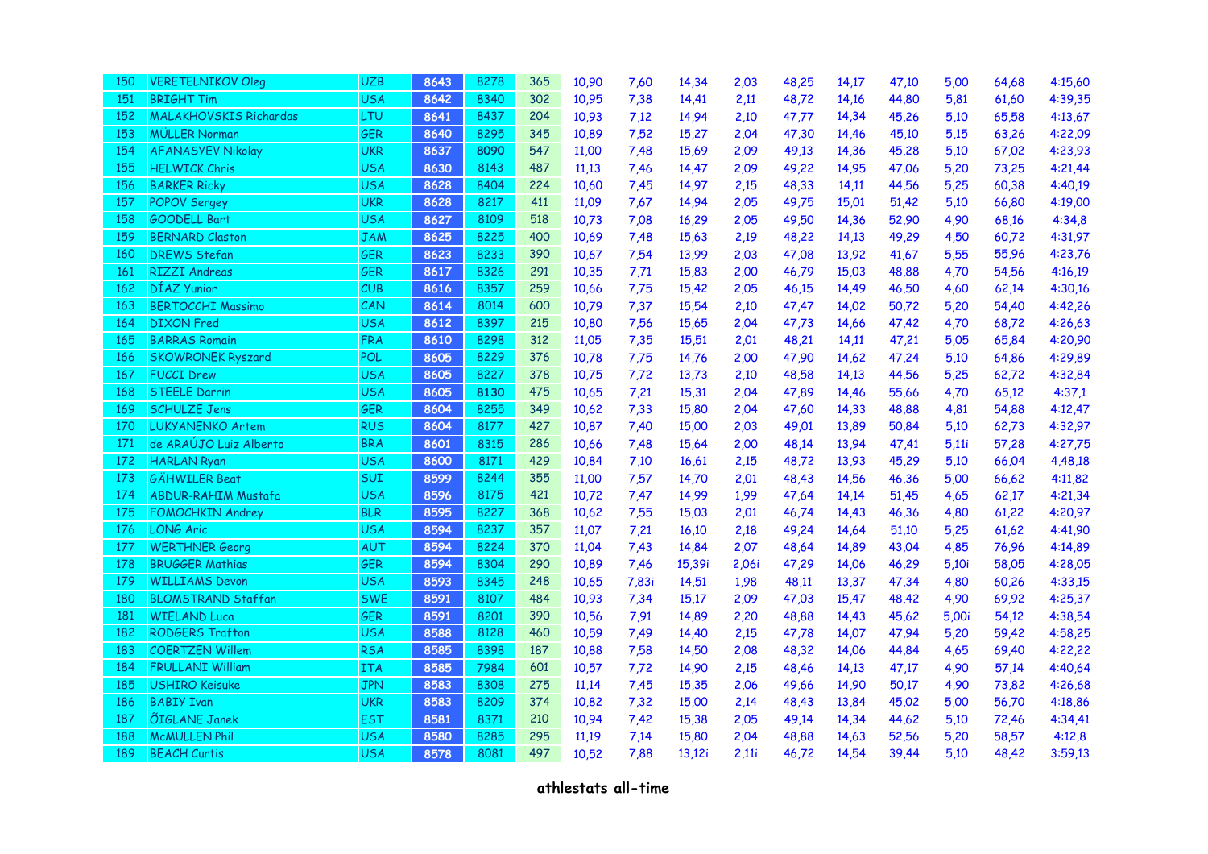| 150 | VERETELNIKOV Oleg | UZB | 8643 | 8278 | 365 | 10,90 | 7,60 | 14,34 | 2,03 | 48,25 | 14,17 | 47,10 | 5,00 | 64,68 | 4:15,60 |
|---|---|---|---|---|---|---|---|---|---|---|---|---|---|---|---|
| 151 | BRIGHT Tim | USA | 8642 | 8340 | 302 | 10,95 | 7,38 | 14,41 | 2,11 | 48,72 | 14,16 | 44,80 | 5,81 | 61,60 | 4:39,35 |
| 152 | MALAKHOVSKIS Richardas | LTU | 8641 | 8437 | 204 | 10,93 | 7,12 | 14,94 | 2,10 | 47,77 | 14,34 | 45,26 | 5,10 | 65,58 | 4:13,67 |
| 153 | MÜLLER Norman | GER | 8640 | 8295 | 345 | 10,89 | 7,52 | 15,27 | 2,04 | 47,30 | 14,46 | 45,10 | 5,15 | 63,26 | 4:22,09 |
| 154 | AFANASYEV Nikolay | UKR | 8637 | 8090 | 547 | 11,00 | 7,48 | 15,69 | 2,09 | 49,13 | 14,36 | 45,28 | 5,10 | 67,02 | 4:23,93 |
| 155 | HELWICK Chris | USA | 8630 | 8143 | 487 | 11,13 | 7,46 | 14,47 | 2,09 | 49,22 | 14,95 | 47,06 | 5,20 | 73,25 | 4:21,44 |
| 156 | BARKER Ricky | USA | 8628 | 8404 | 224 | 10,60 | 7,45 | 14,97 | 2,15 | 48,33 | 14,11 | 44,56 | 5,25 | 60,38 | 4:40,19 |
| 157 | POPOV Sergey | UKR | 8628 | 8217 | 411 | 11,09 | 7,67 | 14,94 | 2,05 | 49,75 | 15,01 | 51,42 | 5,10 | 66,80 | 4:19,00 |
| 158 | GOODELL Bart | USA | 8627 | 8109 | 518 | 10,73 | 7,08 | 16,29 | 2,05 | 49,50 | 14,36 | 52,90 | 4,90 | 68,16 | 4:34,8 |
| 159 | BERNARD Claston | JAM | 8625 | 8225 | 400 | 10,69 | 7,48 | 15,63 | 2,19 | 48,22 | 14,13 | 49,29 | 4,50 | 60,72 | 4:31,97 |
| 160 | DREWS Stefan | GER | 8623 | 8233 | 390 | 10,67 | 7,54 | 13,99 | 2,03 | 47,08 | 13,92 | 41,67 | 5,55 | 55,96 | 4:23,76 |
| 161 | RIZZI Andreas | GER | 8617 | 8326 | 291 | 10,35 | 7,71 | 15,83 | 2,00 | 46,79 | 15,03 | 48,88 | 4,70 | 54,56 | 4:16,19 |
| 162 | DÍAZ Yunior | CUB | 8616 | 8357 | 259 | 10,66 | 7,75 | 15,42 | 2,05 | 46,15 | 14,49 | 46,50 | 4,60 | 62,14 | 4:30,16 |
| 163 | BERTOCCHI Massimo | CAN | 8614 | 8014 | 600 | 10,79 | 7,37 | 15,54 | 2,10 | 47,47 | 14,02 | 50,72 | 5,20 | 54,40 | 4:42,26 |
| 164 | DIXON Fred | USA | 8612 | 8397 | 215 | 10,80 | 7,56 | 15,65 | 2,04 | 47,73 | 14,66 | 47,42 | 4,70 | 68,72 | 4:26,63 |
| 165 | BARRAS Romain | FRA | 8610 | 8298 | 312 | 11,05 | 7,35 | 15,51 | 2,01 | 48,21 | 14,11 | 47,21 | 5,05 | 65,84 | 4:20,90 |
| 166 | SKOWRONEK Ryszard | POL | 8605 | 8229 | 376 | 10,78 | 7,75 | 14,76 | 2,00 | 47,90 | 14,62 | 47,24 | 5,10 | 64,86 | 4:29,89 |
| 167 | FUCCI Drew | USA | 8605 | 8227 | 378 | 10,75 | 7,72 | 13,73 | 2,10 | 48,58 | 14,13 | 44,56 | 5,25 | 62,72 | 4:32,84 |
| 168 | STEELE Darrin | USA | 8605 | 8130 | 475 | 10,65 | 7,21 | 15,31 | 2,04 | 47,89 | 14,46 | 55,66 | 4,70 | 65,12 | 4:37,1 |
| 169 | SCHULZE Jens | GER | 8604 | 8255 | 349 | 10,62 | 7,33 | 15,80 | 2,04 | 47,60 | 14,33 | 48,88 | 4,81 | 54,88 | 4:12,47 |
| 170 | LUKYANENKO Artem | RUS | 8604 | 8177 | 427 | 10,87 | 7,40 | 15,00 | 2,03 | 49,01 | 13,89 | 50,84 | 5,10 | 62,73 | 4:32,97 |
| 171 | de ARAÚJO Luiz Alberto | BRA | 8601 | 8315 | 286 | 10,66 | 7,48 | 15,64 | 2,00 | 48,14 | 13,94 | 47,41 | 5,11i | 57,28 | 4:27,75 |
| 172 | HARLAN Ryan | USA | 8600 | 8171 | 429 | 10,84 | 7,10 | 16,61 | 2,15 | 48,72 | 13,93 | 45,29 | 5,10 | 66,04 | 4,48,18 |
| 173 | GÄHWILER Beat | SUI | 8599 | 8244 | 355 | 11,00 | 7,57 | 14,70 | 2,01 | 48,43 | 14,56 | 46,36 | 5,00 | 66,62 | 4:11,82 |
| 174 | ABDUR-RAHIM Mustafa | USA | 8596 | 8175 | 421 | 10,72 | 7,47 | 14,99 | 1,99 | 47,64 | 14,14 | 51,45 | 4,65 | 62,17 | 4:21,34 |
| 175 | FOMOCHKIN Andrey | BLR | 8595 | 8227 | 368 | 10,62 | 7,55 | 15,03 | 2,01 | 46,74 | 14,43 | 46,36 | 4,80 | 61,22 | 4:20,97 |
| 176 | LONG Aric | USA | 8594 | 8237 | 357 | 11,07 | 7,21 | 16,10 | 2,18 | 49,24 | 14,64 | 51,10 | 5,25 | 61,62 | 4:41,90 |
| 177 | WERTHNER Georg | AUT | 8594 | 8224 | 370 | 11,04 | 7,43 | 14,84 | 2,07 | 48,64 | 14,89 | 43,04 | 4,85 | 76,96 | 4:14,89 |
| 178 | BRUGGER Mathias | GER | 8594 | 8304 | 290 | 10,89 | 7,46 | 15,39i | 2,06i | 47,29 | 14,06 | 46,29 | 5,10i | 58,05 | 4:28,05 |
| 179 | WILLIAMS Devon | USA | 8593 | 8345 | 248 | 10,65 | 7,83i | 14,51 | 1,98 | 48,11 | 13,37 | 47,34 | 4,80 | 60,26 | 4:33,15 |
| 180 | BLOMSTRAND Staffan | SWE | 8591 | 8107 | 484 | 10,93 | 7,34 | 15,17 | 2,09 | 47,03 | 15,47 | 48,42 | 4,90 | 69,92 | 4:25,37 |
| 181 | WIELAND Luca | GER | 8591 | 8201 | 390 | 10,56 | 7,91 | 14,89 | 2,20 | 48,88 | 14,43 | 45,62 | 5,00i | 54,12 | 4:38,54 |
| 182 | RODGERS Trafton | USA | 8588 | 8128 | 460 | 10,59 | 7,49 | 14,40 | 2,15 | 47,78 | 14,07 | 47,94 | 5,20 | 59,42 | 4:58,25 |
| 183 | COERTZEN Willem | RSA | 8585 | 8398 | 187 | 10,88 | 7,58 | 14,50 | 2,08 | 48,32 | 14,06 | 44,84 | 4,65 | 69,40 | 4:22,22 |
| 184 | FRULLANI William | ITA | 8585 | 7984 | 601 | 10,57 | 7,72 | 14,90 | 2,15 | 48,46 | 14,13 | 47,17 | 4,90 | 57,14 | 4:40,64 |
| 185 | USHIRO Keisuke | JPN | 8583 | 8308 | 275 | 11,14 | 7,45 | 15,35 | 2,06 | 49,66 | 14,90 | 50,17 | 4,90 | 73,82 | 4:26,68 |
| 186 | BABIY Ivan | UKR | 8583 | 8209 | 374 | 10,82 | 7,32 | 15,00 | 2,14 | 48,43 | 13,84 | 45,02 | 5,00 | 56,70 | 4:18,86 |
| 187 | ÕIGLANE Janek | EST | 8581 | 8371 | 210 | 10,94 | 7,42 | 15,38 | 2,05 | 49,14 | 14,34 | 44,62 | 5,10 | 72,46 | 4:34,41 |
| 188 | McMULLEN Phil | USA | 8580 | 8285 | 295 | 11,19 | 7,14 | 15,80 | 2,04 | 48,88 | 14,63 | 52,56 | 5,20 | 58,57 | 4:12,8 |
| 189 | BEACH Curtis | USA | 8578 | 8081 | 497 | 10,52 | 7,88 | 13,12i | 2,11i | 46,72 | 14,54 | 39,44 | 5,10 | 48,42 | 3:59,13 |

**athlestats all-time**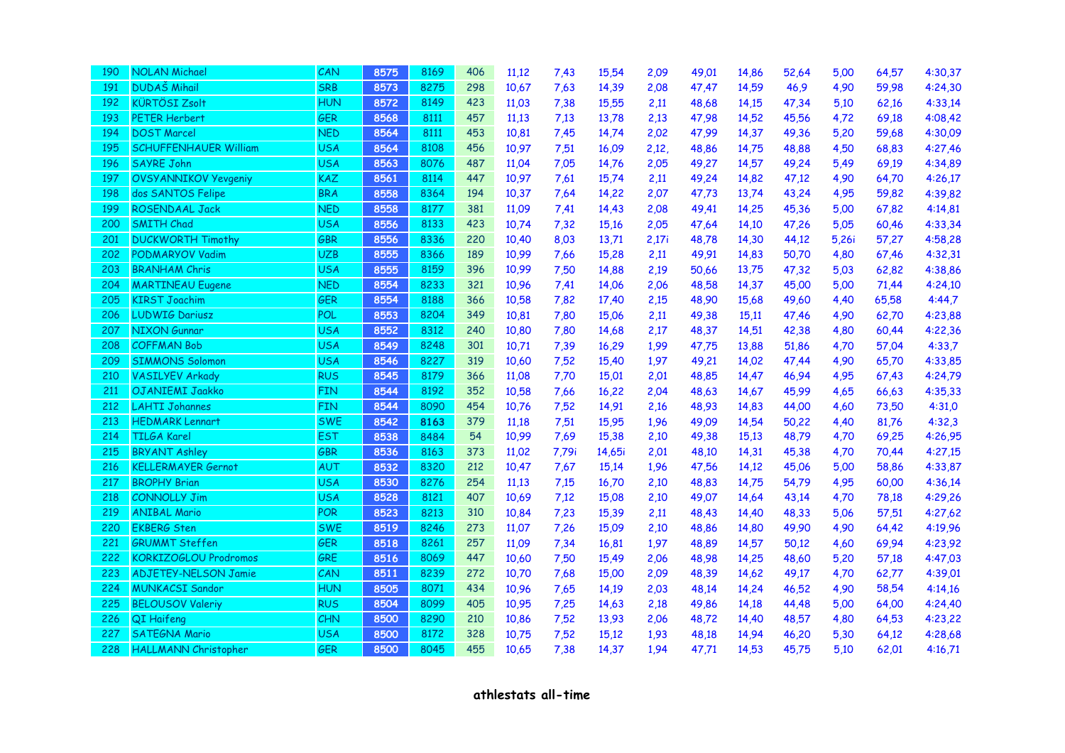| | | | | | | | | | | | | | | | | | |
|---|---|---|---|---|---|---|---|---|---|---|---|---|---|---|---|---|---|
| 190 | NOLAN Michael | CAN | 8575 | 8169 | 406 | 11,12 | 7,43 | 15,54 | 2,09 | 49,01 | 14,86 | 52,64 | 5,00 | 64,57 | 4:30,37 |
| 191 | DUDAŠ Mihail | SRB | 8573 | 8275 | 298 | 10,67 | 7,63 | 14,39 | 2,08 | 47,47 | 14,59 | 46,9 | 4,90 | 59,98 | 4:24,30 |
| 192 | KÜRTÖSI Zsolt | HUN | 8572 | 8149 | 423 | 11,03 | 7,38 | 15,55 | 2,11 | 48,68 | 14,15 | 47,34 | 5,10 | 62,16 | 4:33,14 |
| 193 | PETER Herbert | GER | 8568 | 8111 | 457 | 11,13 | 7,13 | 13,78 | 2,13 | 47,98 | 14,52 | 45,56 | 4,72 | 69,18 | 4:08,42 |
| 194 | DOST Marcel | NED | 8564 | 8111 | 453 | 10,81 | 7,45 | 14,74 | 2,02 | 47,99 | 14,37 | 49,36 | 5,20 | 59,68 | 4:30,09 |
| 195 | SCHUFFENHAUER William | USA | 8564 | 8108 | 456 | 10,97 | 7,51 | 16,09 | 2,12, | 48,86 | 14,75 | 48,88 | 4,50 | 68,83 | 4:27,46 |
| 196 | SAYRE John | USA | 8563 | 8076 | 487 | 11,04 | 7,05 | 14,76 | 2,05 | 49,27 | 14,57 | 49,24 | 5,49 | 69,19 | 4:34,89 |
| 197 | OVSYANNIKOV Yevgeniy | KAZ | 8561 | 8114 | 447 | 10,97 | 7,61 | 15,74 | 2,11 | 49,24 | 14,82 | 47,12 | 4,90 | 64,70 | 4:26,17 |
| 198 | dos SANTOS Felipe | BRA | 8558 | 8364 | 194 | 10,37 | 7,64 | 14,22 | 2,07 | 47,73 | 13,74 | 43,24 | 4,95 | 59,82 | 4:39,82 |
| 199 | ROSENDAAL Jack | NED | 8558 | 8177 | 381 | 11,09 | 7,41 | 14,43 | 2,08 | 49,41 | 14,25 | 45,36 | 5,00 | 67,82 | 4:14,81 |
| 200 | SMITH Chad | USA | 8556 | 8133 | 423 | 10,74 | 7,32 | 15,16 | 2,05 | 47,64 | 14,10 | 47,26 | 5,05 | 60,46 | 4:33,34 |
| 201 | DUCKWORTH Timothy | GBR | 8556 | 8336 | 220 | 10,40 | 8,03 | 13,71 | 2,17i | 48,78 | 14,30 | 44,12 | 5,26i | 57,27 | 4:58,28 |
| 202 | PODMARYOV Vadim | UZB | 8555 | 8366 | 189 | 10,99 | 7,66 | 15,28 | 2,11 | 49,91 | 14,83 | 50,70 | 4,80 | 67,46 | 4:32,31 |
| 203 | BRANHAM Chris | USA | 8555 | 8159 | 396 | 10,99 | 7,50 | 14,88 | 2,19 | 50,66 | 13,75 | 47,32 | 5,03 | 62,82 | 4:38,86 |
| 204 | MARTINEAU Eugene | NED | 8554 | 8233 | 321 | 10,96 | 7,41 | 14,06 | 2,06 | 48,58 | 14,37 | 45,00 | 5,00 | 71,44 | 4:24,10 |
| 205 | KIRST Joachim | GER | 8554 | 8188 | 366 | 10,58 | 7,82 | 17,40 | 2,15 | 48,90 | 15,68 | 49,60 | 4,40 | 65,58 | 4:44,7 |
| 206 | LUDWIG Dariusz | POL | 8553 | 8204 | 349 | 10,81 | 7,80 | 15,06 | 2,11 | 49,38 | 15,11 | 47,46 | 4,90 | 62,70 | 4:23,88 |
| 207 | NIXON Gunnar | USA | 8552 | 8312 | 240 | 10,80 | 7,80 | 14,68 | 2,17 | 48,37 | 14,51 | 42,38 | 4,80 | 60,44 | 4:22,36 |
| 208 | COFFMAN Bob | USA | 8549 | 8248 | 301 | 10,71 | 7,39 | 16,29 | 1,99 | 47,75 | 13,88 | 51,86 | 4,70 | 57,04 | 4:33,7 |
| 209 | SIMMONS Solomon | USA | 8546 | 8227 | 319 | 10,60 | 7,52 | 15,40 | 1,97 | 49,21 | 14,02 | 47,44 | 4,90 | 65,70 | 4:33,85 |
| 210 | VASILYEV Arkady | RUS | 8545 | 8179 | 366 | 11,08 | 7,70 | 15,01 | 2,01 | 48,85 | 14,47 | 46,94 | 4,95 | 67,43 | 4:24,79 |
| 211 | OJANIEMI Jaakko | FIN | 8544 | 8192 | 352 | 10,58 | 7,66 | 16,22 | 2,04 | 48,63 | 14,67 | 45,99 | 4,65 | 66,63 | 4:35,33 |
| 212 | LAHTI Johannes | FIN | 8544 | 8090 | 454 | 10,76 | 7,52 | 14,91 | 2,16 | 48,93 | 14,83 | 44,00 | 4,60 | 73,50 | 4:31,0 |
| 213 | HEDMARK Lennart | SWE | 8542 | **8163** | 379 | 11,18 | 7,51 | 15,95 | 1,96 | 49,09 | 14,54 | 50,22 | 4,40 | 81,76 | 4:32,3 |
| 214 | TILGA Karel | EST | 8538 | 8484 | 54 | 10,99 | 7,69 | 15,38 | 2,10 | 49,38 | 15,13 | 48,79 | 4,70 | 69,25 | 4:26,95 |
| 215 | BRYANT Ashley | GBR | 8536 | 8163 | 373 | 11,02 | 7,79i | 14,65i | 2,01 | 48,10 | 14,31 | 45,38 | 4,70 | 70,44 | 4:27,15 |
| 216 | KELLERMAYER Gernot | AUT | 8532 | 8320 | 212 | 10,47 | 7,67 | 15,14 | 1,96 | 47,56 | 14,12 | 45,06 | 5,00 | 58,86 | 4:33,87 |
| 217 | BROPHY Brian | USA | 8530 | 8276 | 254 | 11,13 | 7,15 | 16,70 | 2,10 | 48,83 | 14,75 | 54,79 | 4,95 | 60,00 | 4:36,14 |
| 218 | CONNOLLY Jim | USA | 8528 | 8121 | 407 | 10,69 | 7,12 | 15,08 | 2,10 | 49,07 | 14,64 | 43,14 | 4,70 | 78,18 | 4:29,26 |
| 219 | ANIBAL Mario | POR | 8523 | 8213 | 310 | 10,84 | 7,23 | 15,39 | 2,11 | 48,43 | 14,40 | 48,33 | 5,06 | 57,51 | 4:27,62 |
| 220 | EKBERG Sten | SWE | 8519 | 8246 | 273 | 11,07 | 7,26 | 15,09 | 2,10 | 48,86 | 14,80 | 49,90 | 4,90 | 64,42 | 4:19,96 |
| 221 | GRUMMT Steffen | GER | 8518 | 8261 | 257 | 11,09 | 7,34 | 16,81 | 1,97 | 48,89 | 14,57 | 50,12 | 4,60 | 69,94 | 4:23,92 |
| 222 | KORKIZOGLOU Prodromos | GRE | 8516 | 8069 | 447 | 10,60 | 7,50 | 15,49 | 2,06 | 48,98 | 14,25 | 48,60 | 5,20 | 57,18 | 4:47,03 |
| 223 | ADJETEY-NELSON Jamie | CAN | 8511 | 8239 | 272 | 10,70 | 7,68 | 15,00 | 2,09 | 48,39 | 14,62 | 49,17 | 4,70 | 62,77 | 4:39,01 |
| 224 | MUNKACSI Sandor | HUN | 8505 | 8071 | 434 | 10,96 | 7,65 | 14,19 | 2,03 | 48,14 | 14,24 | 46,52 | 4,90 | 58,54 | 4:14,16 |
| 225 | BELOUSOV Valeriy | RUS | 8504 | 8099 | 405 | 10,95 | 7,25 | 14,63 | 2,18 | 49,86 | 14,18 | 44,48 | 5,00 | 64,00 | 4:24,40 |
| 226 | QI Haifeng | CHN | 8500 | 8290 | 210 | 10,86 | 7,52 | 13,93 | 2,06 | 48,72 | 14,40 | 48,57 | 4,80 | 64,53 | 4:23,22 |
| 227 | SATEGNA Mario | USA | 8500 | 8172 | 328 | 10,75 | 7,52 | 15,12 | 1,93 | 48,18 | 14,94 | 46,20 | 5,30 | 64,12 | 4:28,68 |
| 228 | HALLMANN Christopher | GER | 8500 | 8045 | 455 | 10,65 | 7,38 | 14,37 | 1,94 | 47,71 | 14,53 | 45,75 | 5,10 | 62,01 | 4:16,71 |

**athlestats all-time**